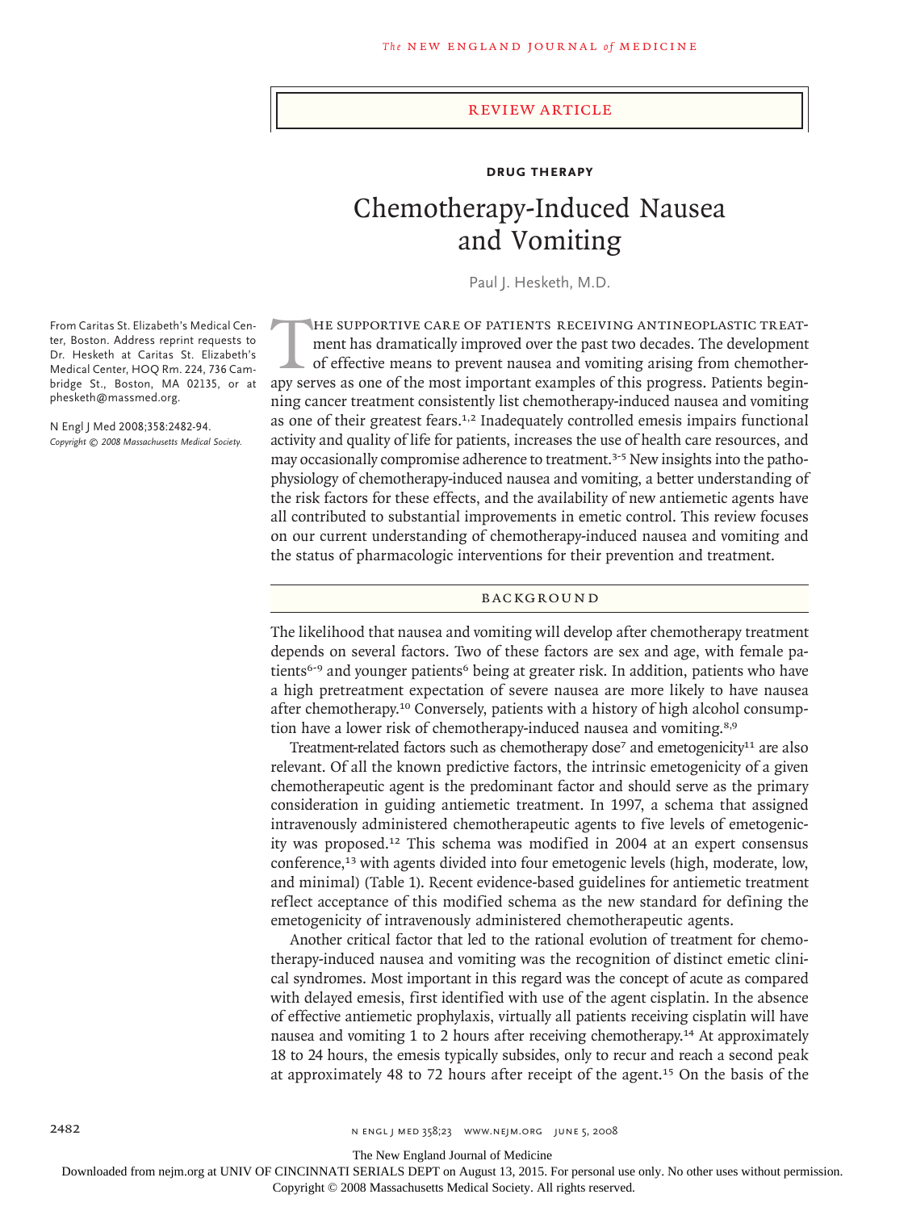REVIEW ARTICLE

**DRUG THERAPY**

# Chemotherapy-Induced Nausea and Vomiting

Paul J. Hesketh, M.D.

From Caritas St. Elizabeth's Medical Center, Boston. Address reprint requests to Dr. Hesketh at Caritas St. Elizabeth's Medical Center, HOQ Rm. 224, 736 Cambridge St., Boston, MA 02135, or at phesketh@massmed.org.

N Engl J Med 2008;358:2482-94.
*Copyright © 2008 Massachusetts Medical Society.*

The supportive care of patients receiving antineoplastic treatment has dramatically improved over the past two decades. The development of effective means to prevent nausea and vomiting arising from chemotherapy serves as one of the most important examples of this progress. Patients beginning cancer treatment consistently list chemotherapy-induced nausea and vomiting as one of their greatest fears.[1,2] Inadequately controlled emesis impairs functional activity and quality of life for patients, increases the use of health care resources, and may occasionally compromise adherence to treatment.[3-5] New insights into the pathophysiology of chemotherapy-induced nausea and vomiting, a better understanding of the risk factors for these effects, and the availability of new antiemetic agents have all contributed to substantial improvements in emetic control. This review focuses on our current understanding of chemotherapy-induced nausea and vomiting and the status of pharmacologic interventions for their prevention and treatment.

## BACKGROUND

The likelihood that nausea and vomiting will develop after chemotherapy treatment depends on several factors. Two of these factors are sex and age, with female patients[6-9] and younger patients[6] being at greater risk. In addition, patients who have a high pretreatment expectation of severe nausea are more likely to have nausea after chemotherapy.[10] Conversely, patients with a history of high alcohol consumption have a lower risk of chemotherapy-induced nausea and vomiting.[8,9]

Treatment-related factors such as chemotherapy dose[7] and emetogenicity[11] are also relevant. Of all the known predictive factors, the intrinsic emetogenicity of a given chemotherapeutic agent is the predominant factor and should serve as the primary consideration in guiding antiemetic treatment. In 1997, a schema that assigned intravenously administered chemotherapeutic agents to five levels of emetogenicity was proposed.[12] This schema was modified in 2004 at an expert consensus conference,[13] with agents divided into four emetogenic levels (high, moderate, low, and minimal) (Table 1). Recent evidence-based guidelines for antiemetic treatment reflect acceptance of this modified schema as the new standard for defining the emetogenicity of intravenously administered chemotherapeutic agents.

Another critical factor that led to the rational evolution of treatment for chemotherapy-induced nausea and vomiting was the recognition of distinct emetic clinical syndromes. Most important in this regard was the concept of acute as compared with delayed emesis, first identified with use of the agent cisplatin. In the absence of effective antiemetic prophylaxis, virtually all patients receiving cisplatin will have nausea and vomiting 1 to 2 hours after receiving chemotherapy.[14] At approximately 18 to 24 hours, the emesis typically subsides, only to recur and reach a second peak at approximately 48 to 72 hours after receipt of the agent.[15] On the basis of the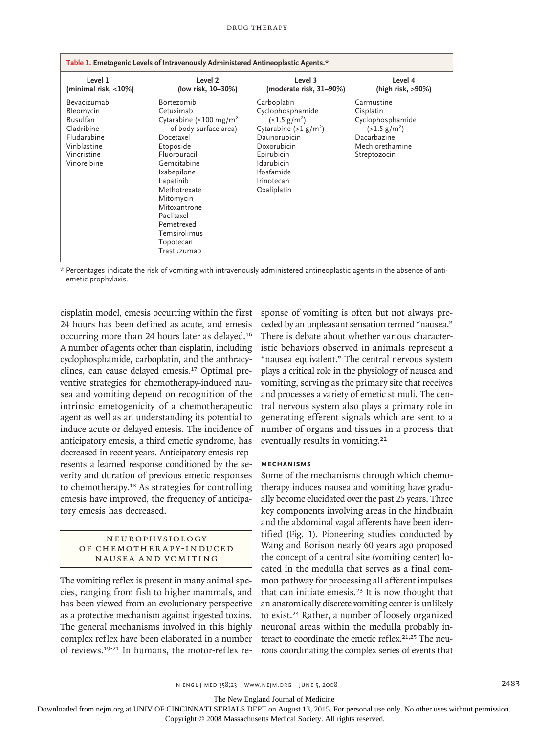**Table 1. Emetogenic Levels of Intravenously Administered Antineoplastic Agents.***

| Level 1 (minimal risk, <10%) | Level 2 (low risk, 10–30%) | Level 3 (moderate risk, 31–90%) | Level 4 (high risk, >90%) |
|---|---|---|---|
| Bevacizumab | Bortezomib | Carboplatin | Carmustine |
| Bleomycin | Cetuximab | Cyclophosphamide (≤1.5 g/m$^2$) | Cisplatin |
| Busulfan | Cytarabine (≤100 mg/m$^2$ of body-surface area) | Cytarabine (>1 g/m$^2$) | Cyclophosphamide (>1.5 g/m$^2$) |
| Cladribine | Docetaxel | Daunorubicin | Dacarbazine |
| Fludarabine | Etoposide | Doxorubicin | Mechlorethamine |
| Vinblastine | Fluorouracil | Epirubicin | Streptozocin |
| Vincristine | Gemcitabine | Idarubicin | |
| Vinorelbine | Ixabepilone | Ifosfamide | |
| | Lapatinib | Irinotecan | |
| | Methotrexate | Oxaliplatin | |
| | Mitomycin | | |
| | Mitoxantrone | | |
| | Paclitaxel | | |
| | Pemetrexed | | |
| | Temsirolimus | | |
| | Topotecan | | |
| | Trastuzumab | | |

\* Percentages indicate the risk of vomiting with intravenously administered antineoplastic agents in the absence of antiemetic prophylaxis.

cisplatin model, emesis occurring within the first 24 hours has been defined as acute, and emesis occurring more than 24 hours later as delayed.[16] A number of agents other than cisplatin, including cyclophosphamide, carboplatin, and the anthracyclines, can cause delayed emesis.[17] Optimal preventive strategies for chemotherapy-induced nausea and vomiting depend on recognition of the intrinsic emetogenicity of a chemotherapeutic agent as well as an understanding its potential to induce acute or delayed emesis. The incidence of anticipatory emesis, a third emetic syndrome, has decreased in recent years. Anticipatory emesis represents a learned response conditioned by the severity and duration of previous emetic responses to chemotherapy.[18] As strategies for controlling emesis have improved, the frequency of anticipatory emesis has decreased.

## NEUROPHYSIOLOGY OF CHEMOTHERAPY-INDUCED NAUSEA AND VOMITING

The vomiting reflex is present in many animal species, ranging from fish to higher mammals, and has been viewed from an evolutionary perspective as a protective mechanism against ingested toxins. The general mechanisms involved in this highly complex reflex have been elaborated in a number of reviews.[19-21] In humans, the motor-reflex response of vomiting is often but not always preceded by an unpleasant sensation termed "nausea." There is debate about whether various characteristic behaviors observed in animals represent a "nausea equivalent." The central nervous system plays a critical role in the physiology of nausea and vomiting, serving as the primary site that receives and processes a variety of emetic stimuli. The central nervous system also plays a primary role in generating efferent signals which are sent to a number of organs and tissues in a process that eventually results in vomiting.[22]

### MECHANISMS

Some of the mechanisms through which chemotherapy induces nausea and vomiting have gradually become elucidated over the past 25 years. Three key components involving areas in the hindbrain and the abdominal vagal afferents have been identified (Fig. 1). Pioneering studies conducted by Wang and Borison nearly 60 years ago proposed the concept of a central site (vomiting center) located in the medulla that serves as a final common pathway for processing all afferent impulses that can initiate emesis.[23] It is now thought that an anatomically discrete vomiting center is unlikely to exist.[24] Rather, a number of loosely organized neuronal areas within the medulla probably interact to coordinate the emetic reflex.[21,25] The neurons coordinating the complex series of events that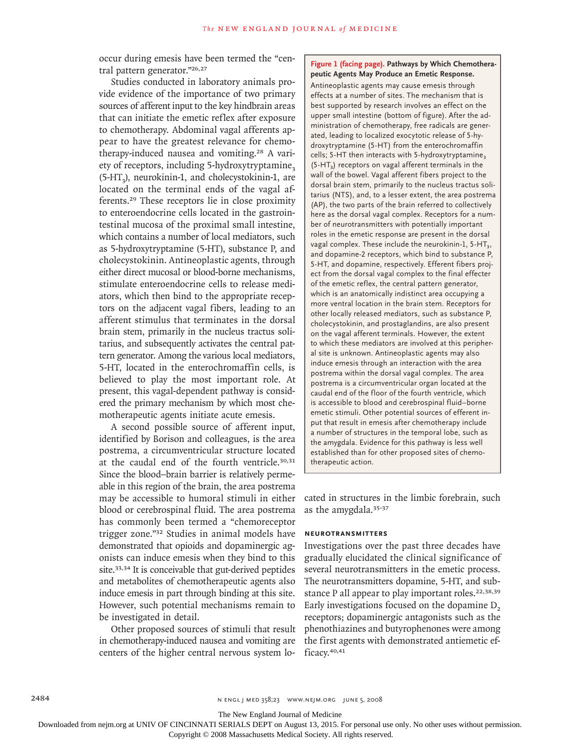occur during emesis have been termed the "central pattern generator."[26,27]

Studies conducted in laboratory animals provide evidence of the importance of two primary sources of afferent input to the key hindbrain areas that can initiate the emetic reflex after exposure to chemotherapy. Abdominal vagal afferents appear to have the greatest relevance for chemotherapy-induced nausea and vomiting.[28] A variety of receptors, including 5-hydroxytryptamine$_3$ (5-HT$_3$), neurokinin-1, and cholecystokinin-1, are located on the terminal ends of the vagal afferents.[29] These receptors lie in close proximity to enteroendocrine cells located in the gastrointestinal mucosa of the proximal small intestine, which contains a number of local mediators, such as 5-hydroxytryptamine (5-HT), substance P, and cholecystokinin. Antineoplastic agents, through either direct mucosal or blood-borne mechanisms, stimulate enteroendocrine cells to release mediators, which then bind to the appropriate receptors on the adjacent vagal fibers, leading to an afferent stimulus that terminates in the dorsal brain stem, primarily in the nucleus tractus solitarius, and subsequently activates the central pattern generator. Among the various local mediators, 5-HT, located in the enterochromaffin cells, is believed to play the most important role. At present, this vagal-dependent pathway is considered the primary mechanism by which most chemotherapeutic agents initiate acute emesis.

A second possible source of afferent input, identified by Borison and colleagues, is the area postrema, a circumventricular structure located at the caudal end of the fourth ventricle.[30,31] Since the blood–brain barrier is relatively permeable in this region of the brain, the area postrema may be accessible to humoral stimuli in either blood or cerebrospinal fluid. The area postrema has commonly been termed a "chemoreceptor trigger zone."[32] Studies in animal models have demonstrated that opioids and dopaminergic agonists can induce emesis when they bind to this site.[33,34] It is conceivable that gut-derived peptides and metabolites of chemotherapeutic agents also induce emesis in part through binding at this site. However, such potential mechanisms remain to be investigated in detail.

Other proposed sources of stimuli that result in chemotherapy-induced nausea and vomiting are centers of the higher central nervous system located in structures in the limbic forebrain, such as the amygdala.[35-37]

**Figure 1 (facing page). Pathways by Which Chemotherapeutic Agents May Produce an Emetic Response.**
Antineoplastic agents may cause emesis through effects at a number of sites. The mechanism that is best supported by research involves an effect on the upper small intestine (bottom of figure). After the administration of chemotherapy, free radicals are generated, leading to localized exocytotic release of 5-hydroxytryptamine (5-HT) from the enterochromaffin cells; 5-HT then interacts with 5-hydroxytryptamine$_3$ (5-HT$_3$) receptors on vagal afferent terminals in the wall of the bowel. Vagal afferent fibers project to the dorsal brain stem, primarily to the nucleus tractus solitarius (NTS), and, to a lesser extent, the area postrema (AP), the two parts of the brain referred to collectively here as the dorsal vagal complex. Receptors for a number of neurotransmitters with potentially important roles in the emetic response are present in the dorsal vagal complex. These include the neurokinin-1, 5-HT$_3$, and dopamine-2 receptors, which bind to substance P, 5-HT, and dopamine, respectively. Efferent fibers project from the dorsal vagal complex to the final effecter of the emetic reflex, the central pattern generator, which is an anatomically indistinct area occupying a more ventral location in the brain stem. Receptors for other locally released mediators, such as substance P, cholecystokinin, and prostaglandins, are also present on the vagal afferent terminals. However, the extent to which these mediators are involved at this peripheral site is unknown. Antineoplastic agents may also induce emesis through an interaction with the area postrema within the dorsal vagal complex. The area postrema is a circumventricular organ located at the caudal end of the floor of the fourth ventricle, which is accessible to blood and cerebrospinal fluid–borne emetic stimuli. Other potential sources of efferent input that result in emesis after chemotherapy include a number of structures in the temporal lobe, such as the amygdala. Evidence for this pathway is less well established than for other proposed sites of chemotherapeutic action.

### NEUROTRANSMITTERS

Investigations over the past three decades have gradually elucidated the clinical significance of several neurotransmitters in the emetic process. The neurotransmitters dopamine, 5-HT, and substance P all appear to play important roles.[22,38,39] Early investigations focused on the dopamine $D_2$ receptors; dopaminergic antagonists such as the phenothiazines and butyrophenones were among the first agents with demonstrated antiemetic efficacy.[40,41]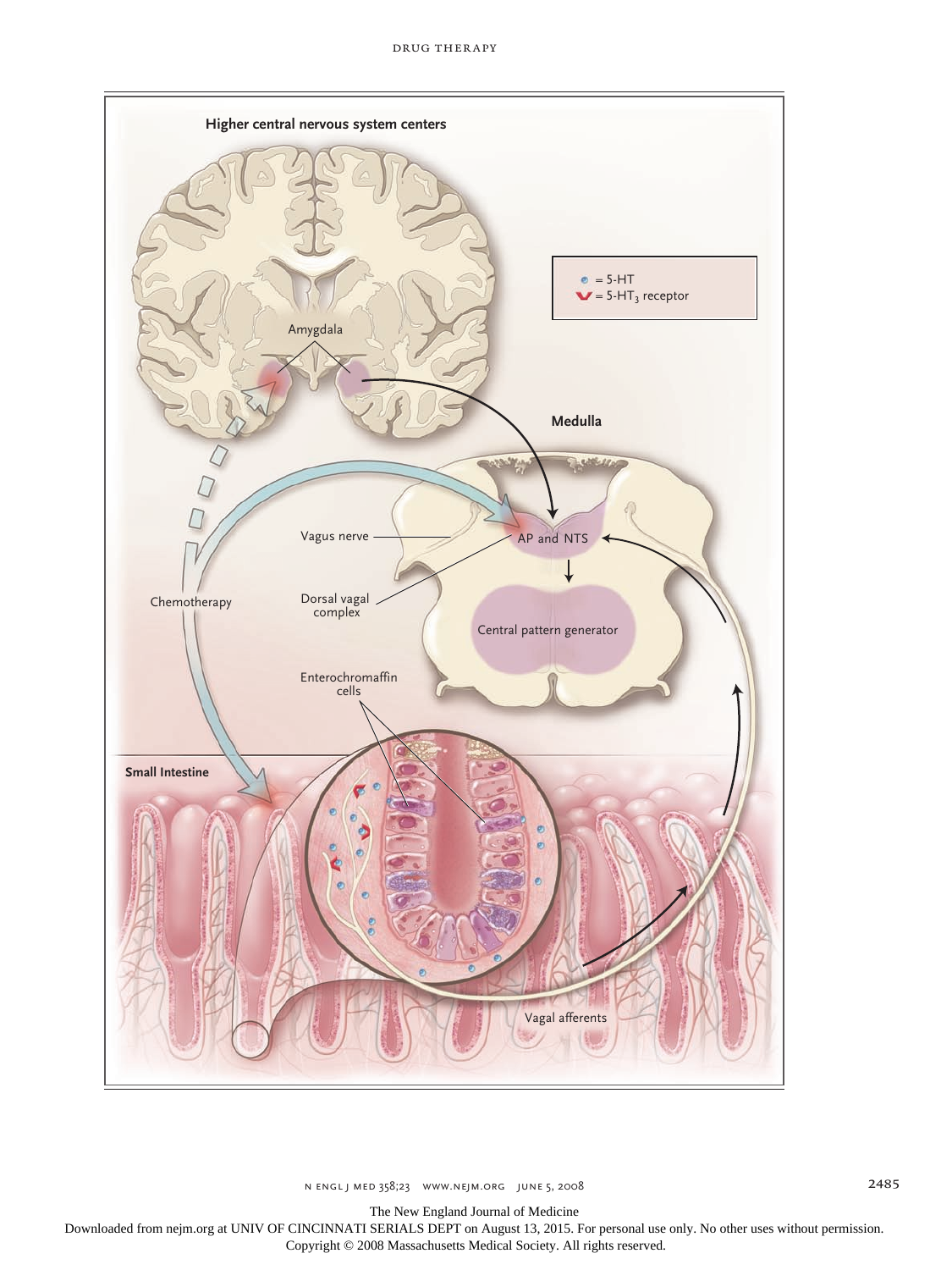**Higher central nervous system centers**

Amygdala

= 5-HT

= $5\text{-}HT_3$ receptor

**Medulla**

Vagus nerve

AP and NTS

Dorsal vagal complex

Chemotherapy

Central pattern generator

Enterochromaffin cells

**Small Intestine**

Vagal afferents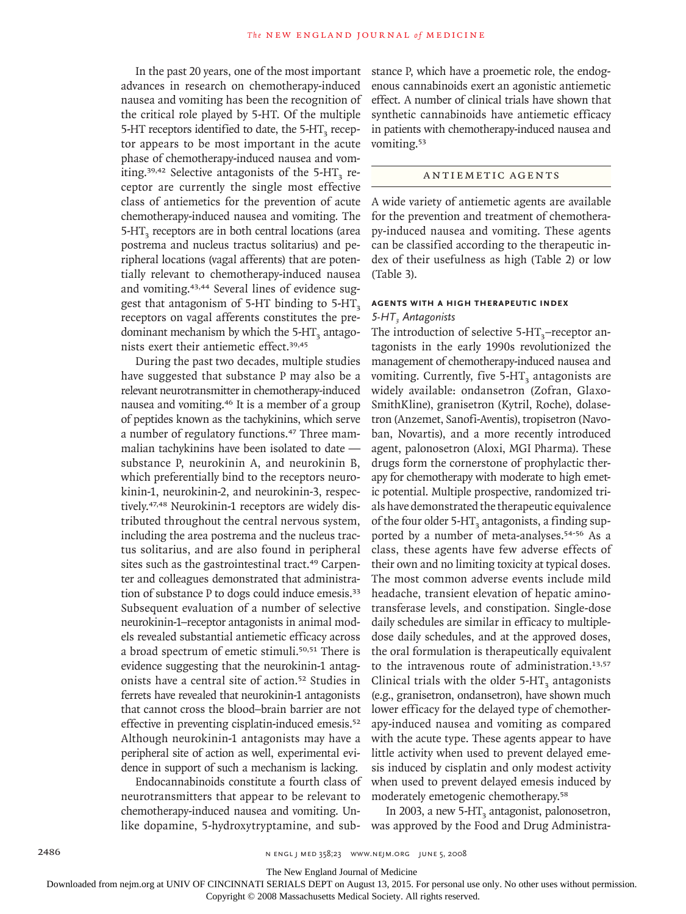In the past 20 years, one of the most important advances in research on chemotherapy-induced nausea and vomiting has been the recognition of the critical role played by 5-HT. Of the multiple 5-HT receptors identified to date, the 5-$HT_3$ receptor appears to be most important in the acute phase of chemotherapy-induced nausea and vomiting.[39,42] Selective antagonists of the 5-$HT_3$ receptor are currently the single most effective class of antiemetics for the prevention of acute chemotherapy-induced nausea and vomiting. The 5-$HT_3$ receptors are in both central locations (area postrema and nucleus tractus solitarius) and peripheral locations (vagal afferents) that are potentially relevant to chemotherapy-induced nausea and vomiting.[43,44] Several lines of evidence suggest that antagonism of 5-HT binding to 5-$HT_3$ receptors on vagal afferents constitutes the predominant mechanism by which the 5-$HT_3$ antagonists exert their antiemetic effect.[39,45]

During the past two decades, multiple studies have suggested that substance P may also be a relevant neurotransmitter in chemotherapy-induced nausea and vomiting.[46] It is a member of a group of peptides known as the tachykinins, which serve a number of regulatory functions.[47] Three mammalian tachykinins have been isolated to date — substance P, neurokinin A, and neurokinin B, which preferentially bind to the receptors neurokinin-1, neurokinin-2, and neurokinin-3, respectively.[47,48] Neurokinin-1 receptors are widely distributed throughout the central nervous system, including the area postrema and the nucleus tractus solitarius, and are also found in peripheral sites such as the gastrointestinal tract.[49] Carpenter and colleagues demonstrated that administration of substance P to dogs could induce emesis.[33] Subsequent evaluation of a number of selective neurokinin-1–receptor antagonists in animal models revealed substantial antiemetic efficacy across a broad spectrum of emetic stimuli.[50,51] There is evidence suggesting that the neurokinin-1 antagonists have a central site of action.[52] Studies in ferrets have revealed that neurokinin-1 antagonists that cannot cross the blood–brain barrier are not effective in preventing cisplatin-induced emesis.[52] Although neurokinin-1 antagonists may have a peripheral site of action as well, experimental evidence in support of such a mechanism is lacking.

Endocannabinoids constitute a fourth class of neurotransmitters that appear to be relevant to chemotherapy-induced nausea and vomiting. Unlike dopamine, 5-hydroxytryptamine, and substance P, which have a proemetic role, the endogenous cannabinoids exert an agonistic antiemetic effect. A number of clinical trials have shown that synthetic cannabinoids have antiemetic efficacy in patients with chemotherapy-induced nausea and vomiting.[53]

## ANTIEMETIC AGENTS

A wide variety of antiemetic agents are available for the prevention and treatment of chemotherapy-induced nausea and vomiting. These agents can be classified according to the therapeutic index of their usefulness as high (Table 2) or low (Table 3).

### AGENTS WITH A HIGH THERAPEUTIC INDEX

#### *5-$HT_3$ Antagonists*

The introduction of selective 5-$HT_3$–receptor antagonists in the early 1990s revolutionized the management of chemotherapy-induced nausea and vomiting. Currently, five 5-$HT_3$ antagonists are widely available: ondansetron (Zofran, GlaxoSmithKline), granisetron (Kytril, Roche), dolasetron (Anzemet, Sanofi-Aventis), tropisetron (Navoban, Novartis), and a more recently introduced agent, palonosetron (Aloxi, MGI Pharma). These drugs form the cornerstone of prophylactic therapy for chemotherapy with moderate to high emetic potential. Multiple prospective, randomized trials have demonstrated the therapeutic equivalence of the four older 5-$HT_3$ antagonists, a finding supported by a number of meta-analyses.[54-56] As a class, these agents have few adverse effects of their own and no limiting toxicity at typical doses. The most common adverse events include mild headache, transient elevation of hepatic aminotransferase levels, and constipation. Single-dose daily schedules are similar in efficacy to multiple-dose daily schedules, and at the approved doses, the oral formulation is therapeutically equivalent to the intravenous route of administration.[13,57] Clinical trials with the older 5-$HT_3$ antagonists (e.g., granisetron, ondansetron), have shown much lower efficacy for the delayed type of chemotherapy-induced nausea and vomiting as compared with the acute type. These agents appear to have little activity when used to prevent delayed emesis induced by cisplatin and only modest activity when used to prevent delayed emesis induced by moderately emetogenic chemotherapy.[58]

In 2003, a new 5-$HT_3$ antagonist, palonosetron, was approved by the Food and Drug Administra-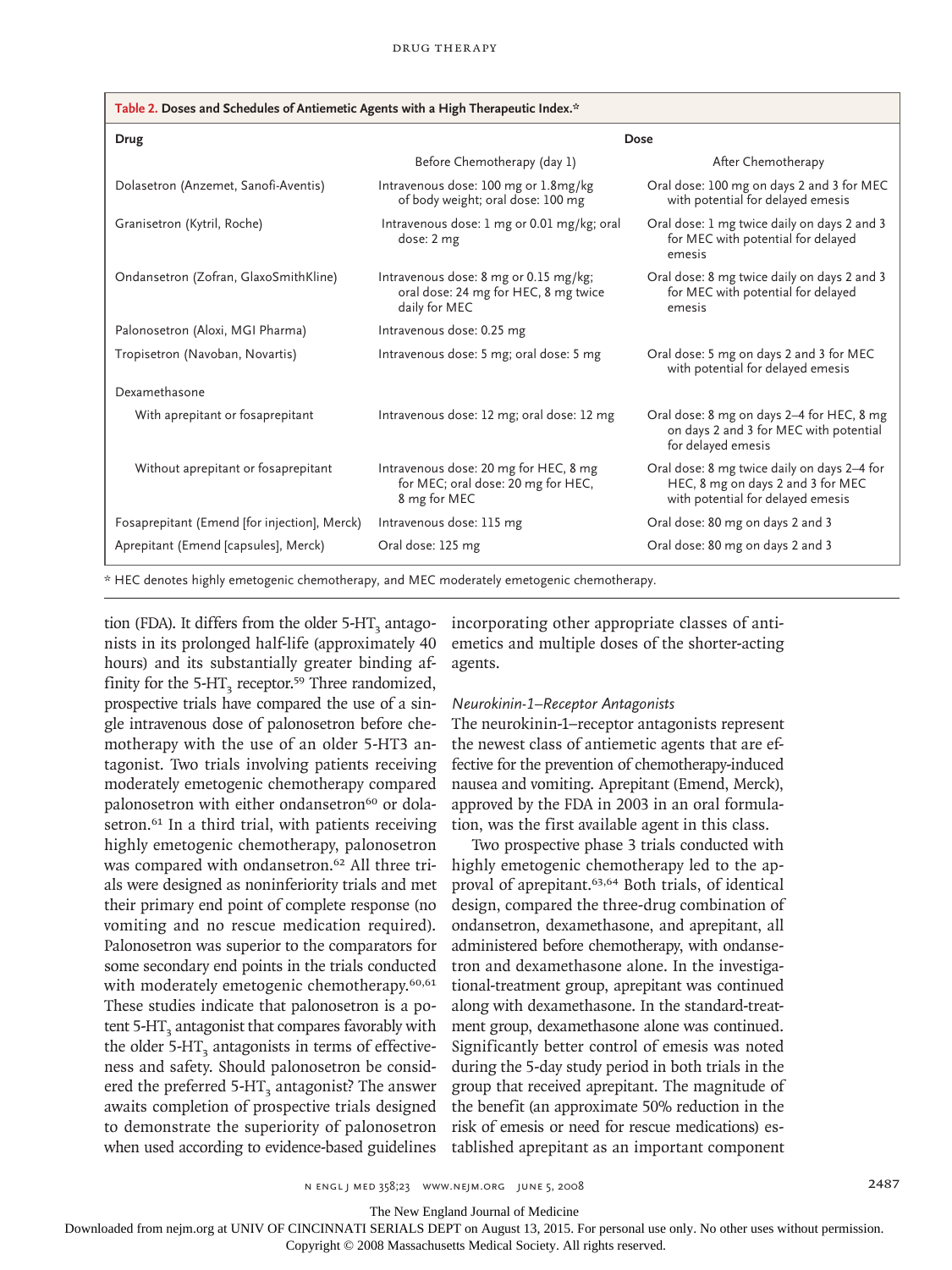**Table 2. Doses and Schedules of Antiemetic Agents with a High Therapeutic Index.***

| Drug | Dose | |
|---|---|---|
| | Before Chemotherapy (day 1) | After Chemotherapy |
| Dolasetron (Anzemet, Sanofi-Aventis) | Intravenous dose: 100 mg or 1.8mg/kg of body weight; oral dose: 100 mg | Oral dose: 100 mg on days 2 and 3 for MEC with potential for delayed emesis |
| Granisetron (Kytril, Roche) | Intravenous dose: 1 mg or 0.01 mg/kg; oral dose: 2 mg | Oral dose: 1 mg twice daily on days 2 and 3 for MEC with potential for delayed emesis |
| Ondansetron (Zofran, GlaxoSmithKline) | Intravenous dose: 8 mg or 0.15 mg/kg; oral dose: 24 mg for HEC, 8 mg twice daily for MEC | Oral dose: 8 mg twice daily on days 2 and 3 for MEC with potential for delayed emesis |
| Palonosetron (Aloxi, MGI Pharma) | Intravenous dose: 0.25 mg | |
| Tropisetron (Navoban, Novartis) | Intravenous dose: 5 mg; oral dose: 5 mg | Oral dose: 5 mg on days 2 and 3 for MEC with potential for delayed emesis |
| Dexamethasone | | |
| With aprepitant or fosaprepitant | Intravenous dose: 12 mg; oral dose: 12 mg | Oral dose: 8 mg on days 2–4 for HEC, 8 mg on days 2 and 3 for MEC with potential for delayed emesis |
| Without aprepitant or fosaprepitant | Intravenous dose: 20 mg for HEC, 8 mg for MEC; oral dose: 20 mg for HEC, 8 mg for MEC | Oral dose: 8 mg twice daily on days 2–4 for HEC, 8 mg on days 2 and 3 for MEC with potential for delayed emesis |
| Fosaprepitant (Emend [for injection], Merck) | Intravenous dose: 115 mg | Oral dose: 80 mg on days 2 and 3 |
| Aprepitant (Emend [capsules], Merck) | Oral dose: 125 mg | Oral dose: 80 mg on days 2 and 3 |

* HEC denotes highly emetogenic chemotherapy, and MEC moderately emetogenic chemotherapy.

tion (FDA). It differs from the older 5-$HT_3$ antagonists in its prolonged half-life (approximately 40 hours) and its substantially greater binding affinity for the 5-$HT_3$ receptor.[59] Three randomized, prospective trials have compared the use of a single intravenous dose of palonosetron before chemotherapy with the use of an older 5-HT3 antagonist. Two trials involving patients receiving moderately emetogenic chemotherapy compared palonosetron with either ondansetron[60] or dolasetron.[61] In a third trial, with patients receiving highly emetogenic chemotherapy, palonosetron was compared with ondansetron.[62] All three trials were designed as noninferiority trials and met their primary end point of complete response (no vomiting and no rescue medication required). Palonosetron was superior to the comparators for some secondary end points in the trials conducted with moderately emetogenic chemotherapy.[60,61] These studies indicate that palonosetron is a potent 5-$HT_3$ antagonist that compares favorably with the older 5-$HT_3$ antagonists in terms of effectiveness and safety. Should palonosetron be considered the preferred 5-$HT_3$ antagonist? The answer awaits completion of prospective trials designed to demonstrate the superiority of palonosetron when used according to evidence-based guidelines incorporating other appropriate classes of antiemetics and multiple doses of the shorter-acting agents.

*Neurokinin-1–Receptor Antagonists*

The neurokinin-1–receptor antagonists represent the newest class of antiemetic agents that are effective for the prevention of chemotherapy-induced nausea and vomiting. Aprepitant (Emend, Merck), approved by the FDA in 2003 in an oral formulation, was the first available agent in this class.

Two prospective phase 3 trials conducted with highly emetogenic chemotherapy led to the approval of aprepitant.[63,64] Both trials, of identical design, compared the three-drug combination of ondansetron, dexamethasone, and aprepitant, all administered before chemotherapy, with ondansetron and dexamethasone alone. In the investigational-treatment group, aprepitant was continued along with dexamethasone. In the standard-treatment group, dexamethasone alone was continued. Significantly better control of emesis was noted during the 5-day study period in both trials in the group that received aprepitant. The magnitude of the benefit (an approximate 50% reduction in the risk of emesis or need for rescue medications) established aprepitant as an important component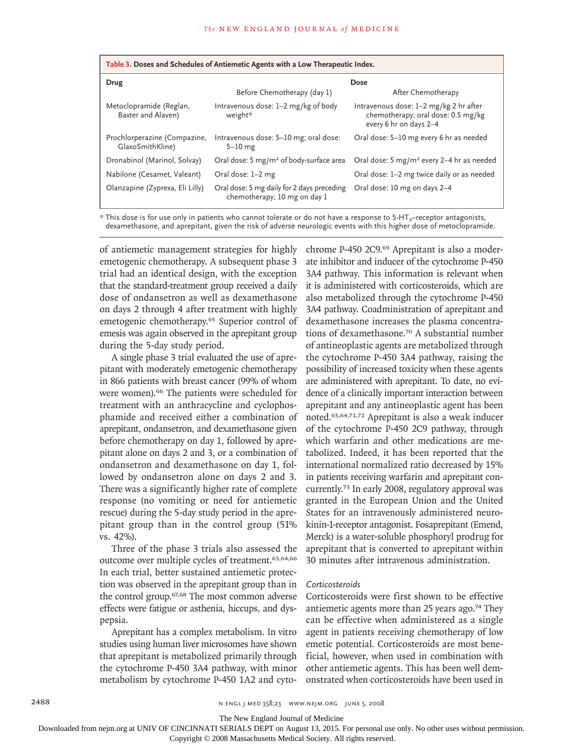**Table 3. Doses and Schedules of Antiemetic Agents with a Low Therapeutic Index.**

| Drug | Dose | |
|---|---|---|
| | Before Chemotherapy (day 1) | After Chemotherapy |
| Metoclopramide (Reglan, Baxter and Alaven) | Intravenous dose: 1–2 mg/kg of body weight* | Intravenous dose: 1–2 mg/kg 2 hr after chemotherapy; oral dose: 0.5 mg/kg every 6 hr on days 2–4 |
| Prochlorperazine (Compazine, GlaxoSmithKline) | Intravenous dose: 5–10 mg; oral dose: 5–10 mg | Oral dose: 5–10 mg every 6 hr as needed |
| Dronabinol (Marinol, Solvay) | Oral dose: 5 mg/m² of body-surface area | Oral dose: 5 mg/m² every 2–4 hr as needed |
| Nabilone (Cesamet, Valeant) | Oral dose: 1–2 mg | Oral dose: 1–2 mg twice daily or as needed |
| Olanzapine (Zyprexa, Eli Lilly) | Oral dose: 5 mg daily for 2 days preceding chemotherapy; 10 mg on day 1 | Oral dose: 10 mg on days 2–4 |

\* This dose is for use only in patients who cannot tolerate or do not have a response to 5-$HT_3$–receptor antagonists, dexamethasone, and aprepitant, given the risk of adverse neurologic events with this higher dose of metoclopramide.

of antiemetic management strategies for highly emetogenic chemotherapy. A subsequent phase 3 trial had an identical design, with the exception that the standard-treatment group received a daily dose of ondansetron as well as dexamethasone on days 2 through 4 after treatment with highly emetogenic chemotherapy.[65] Superior control of emesis was again observed in the aprepitant group during the 5-day study period.

A single phase 3 trial evaluated the use of aprepitant with moderately emetogenic chemotherapy in 866 patients with breast cancer (99% of whom were women).[66] The patients were scheduled for treatment with an anthracycline and cyclophosphamide and received either a combination of aprepitant, ondansetron, and dexamethasone given before chemotherapy on day 1, followed by aprepitant alone on days 2 and 3, or a combination of ondansetron and dexamethasone on day 1, followed by ondansetron alone on days 2 and 3. There was a significantly higher rate of complete response (no vomiting or need for antiemetic rescue) during the 5-day study period in the aprepitant group than in the control group (51% vs. 42%).

Three of the phase 3 trials also assessed the outcome over multiple cycles of treatment.[63,64,66] In each trial, better sustained antiemetic protection was observed in the aprepitant group than in the control group.[67,68] The most common adverse effects were fatigue or asthenia, hiccups, and dyspepsia.

Aprepitant has a complex metabolism. In vitro studies using human liver microsomes have shown that aprepitant is metabolized primarily through the cytochrome P-450 3A4 pathway, with minor metabolism by cytochrome P-450 1A2 and cytochrome P-450 2C9.[69] Aprepitant is also a moderate inhibitor and inducer of the cytochrome P-450 3A4 pathway. This information is relevant when it is administered with corticosteroids, which are also metabolized through the cytochrome P-450 3A4 pathway. Coadministration of aprepitant and dexamethasone increases the plasma concentrations of dexamethasone.[70] A substantial number of antineoplastic agents are metabolized through the cytochrome P-450 3A4 pathway, raising the possibility of increased toxicity when these agents are administered with aprepitant. To date, no evidence of a clinically important interaction between aprepitant and any antineoplastic agent has been noted.[63,64,71,72] Aprepitant is also a weak inducer of the cytochrome P-450 2C9 pathway, through which warfarin and other medications are metabolized. Indeed, it has been reported that the international normalized ratio decreased by 15% in patients receiving warfarin and aprepitant concurrently.[73] In early 2008, regulatory approval was granted in the European Union and the United States for an intravenously administered neurokinin-1-receptor antagonist. Fosaprepitant (Emend, Merck) is a water-soluble phosphoryl prodrug for aprepitant that is converted to aprepitant within 30 minutes after intravenous administration.

### *Corticosteroids*

Corticosteroids were first shown to be effective antiemetic agents more than 25 years ago.[74] They can be effective when administered as a single agent in patients receiving chemotherapy of low emetic potential. Corticosteroids are most beneficial, however, when used in combination with other antiemetic agents. This has been well demonstrated when corticosteroids have been used in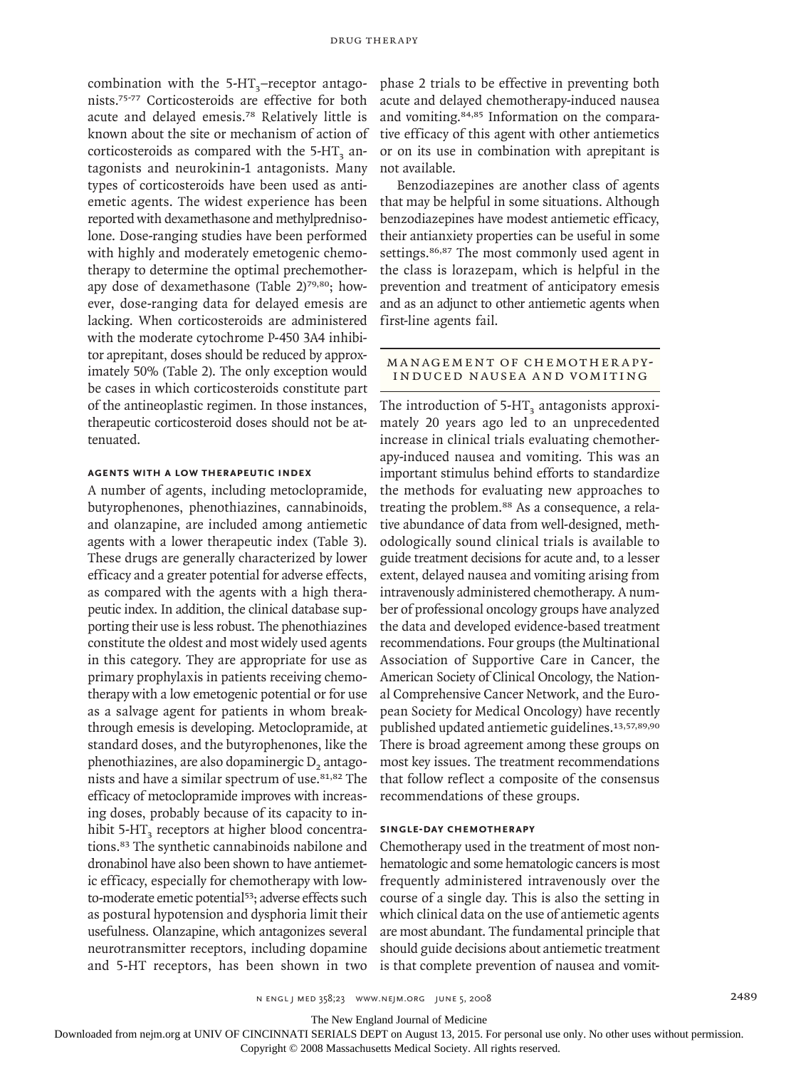combination with the 5-$HT_3$–receptor antagonists.[75-77] Corticosteroids are effective for both acute and delayed emesis.[78] Relatively little is known about the site or mechanism of action of corticosteroids as compared with the 5-$HT_3$ antagonists and neurokinin-1 antagonists. Many types of corticosteroids have been used as antiemetic agents. The widest experience has been reported with dexamethasone and methylprednisolone. Dose-ranging studies have been performed with highly and moderately emetogenic chemotherapy to determine the optimal prechemotherapy dose of dexamethasone (Table 2)[79,80]; however, dose-ranging data for delayed emesis are lacking. When corticosteroids are administered with the moderate cytochrome P-450 3A4 inhibitor aprepitant, doses should be reduced by approximately 50% (Table 2). The only exception would be cases in which corticosteroids constitute part of the antineoplastic regimen. In those instances, therapeutic corticosteroid doses should not be attenuated.

### Agents with a Low Therapeutic Index

A number of agents, including metoclopramide, butyrophenones, phenothiazines, cannabinoids, and olanzapine, are included among antiemetic agents with a lower therapeutic index (Table 3). These drugs are generally characterized by lower efficacy and a greater potential for adverse effects, as compared with the agents with a high therapeutic index. In addition, the clinical database supporting their use is less robust. The phenothiazines constitute the oldest and most widely used agents in this category. They are appropriate for use as primary prophylaxis in patients receiving chemotherapy with a low emetogenic potential or for use as a salvage agent for patients in whom breakthrough emesis is developing. Metoclopramide, at standard doses, and the butyrophenones, like the phenothiazines, are also dopaminergic $D_2$ antagonists and have a similar spectrum of use.[81,82] The efficacy of metoclopramide improves with increasing doses, probably because of its capacity to inhibit 5-$HT_3$ receptors at higher blood concentrations.[83] The synthetic cannabinoids nabilone and dronabinol have also been shown to have antiemetic efficacy, especially for chemotherapy with low-to-moderate emetic potential[53]; adverse effects such as postural hypotension and dysphoria limit their usefulness. Olanzapine, which antagonizes several neurotransmitter receptors, including dopamine and 5-HT receptors, has been shown in two phase 2 trials to be effective in preventing both acute and delayed chemotherapy-induced nausea and vomiting.[84,85] Information on the comparative efficacy of this agent with other antiemetics or on its use in combination with aprepitant is not available.

Benzodiazepines are another class of agents that may be helpful in some situations. Although benzodiazepines have modest antiemetic efficacy, their antianxiety properties can be useful in some settings.[86,87] The most commonly used agent in the class is lorazepam, which is helpful in the prevention and treatment of anticipatory emesis and as an adjunct to other antiemetic agents when first-line agents fail.

## Management of Chemotherapy-Induced Nausea and Vomiting

The introduction of 5-$HT_3$ antagonists approximately 20 years ago led to an unprecedented increase in clinical trials evaluating chemotherapy-induced nausea and vomiting. This was an important stimulus behind efforts to standardize the methods for evaluating new approaches to treating the problem.[88] As a consequence, a relative abundance of data from well-designed, methodologically sound clinical trials is available to guide treatment decisions for acute and, to a lesser extent, delayed nausea and vomiting arising from intravenously administered chemotherapy. A number of professional oncology groups have analyzed the data and developed evidence-based treatment recommendations. Four groups (the Multinational Association of Supportive Care in Cancer, the American Society of Clinical Oncology, the National Comprehensive Cancer Network, and the European Society for Medical Oncology) have recently published updated antiemetic guidelines.[13,57,89,90] There is broad agreement among these groups on most key issues. The treatment recommendations that follow reflect a composite of the consensus recommendations of these groups.

### Single-Day Chemotherapy

Chemotherapy used in the treatment of most nonhematologic and some hematologic cancers is most frequently administered intravenously over the course of a single day. This is also the setting in which clinical data on the use of antiemetic agents are most abundant. The fundamental principle that should guide decisions about antiemetic treatment is that complete prevention of nausea and vomit-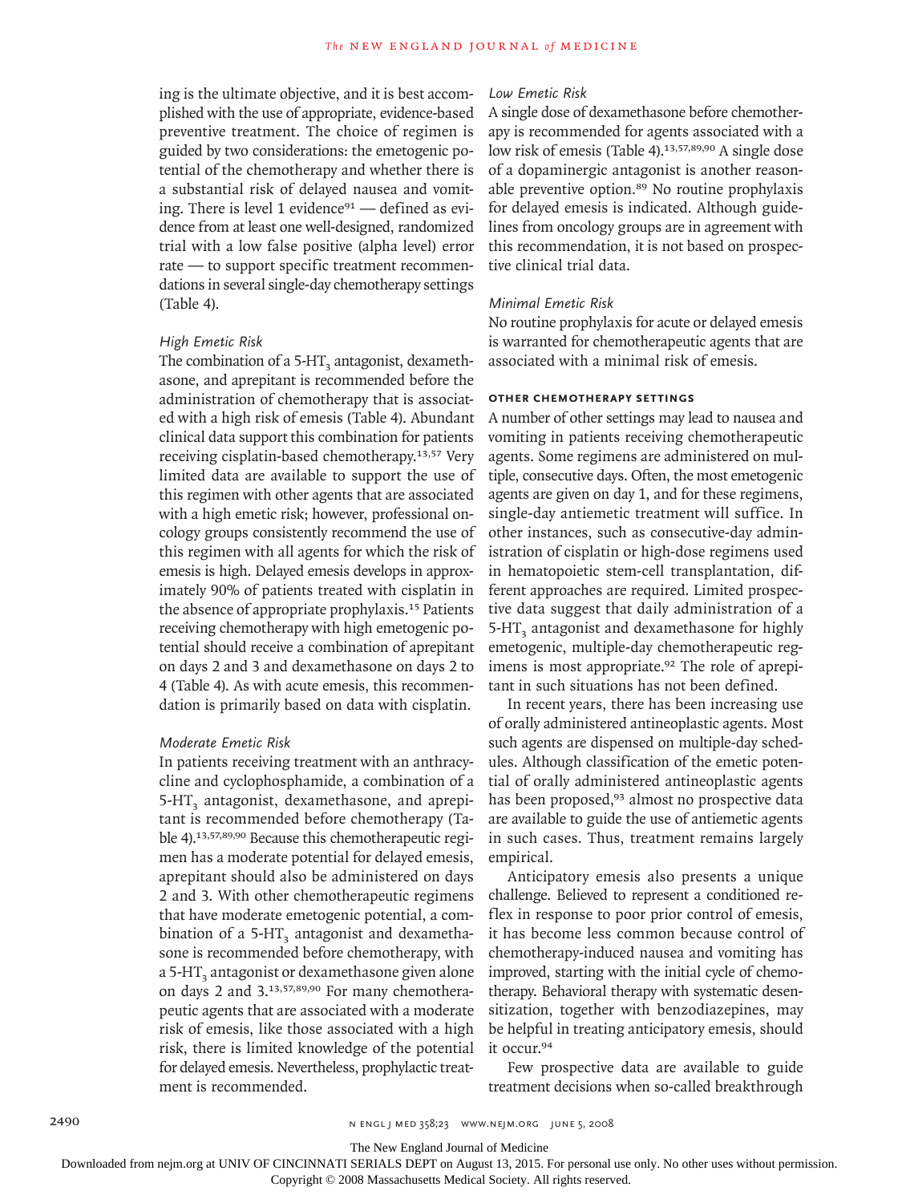ing is the ultimate objective, and it is best accomplished with the use of appropriate, evidence-based preventive treatment. The choice of regimen is guided by two considerations: the emetogenic potential of the chemotherapy and whether there is a substantial risk of delayed nausea and vomiting. There is level 1 evidence[91] — defined as evidence from at least one well-designed, randomized trial with a low false positive (alpha level) error rate — to support specific treatment recommendations in several single-day chemotherapy settings (Table 4).

*High Emetic Risk*

The combination of a 5-$HT_3$ antagonist, dexamethasone, and aprepitant is recommended before the administration of chemotherapy that is associated with a high risk of emesis (Table 4). Abundant clinical data support this combination for patients receiving cisplatin-based chemotherapy.[13,57] Very limited data are available to support the use of this regimen with other agents that are associated with a high emetic risk; however, professional oncology groups consistently recommend the use of this regimen with all agents for which the risk of emesis is high. Delayed emesis develops in approximately 90% of patients treated with cisplatin in the absence of appropriate prophylaxis.[15] Patients receiving chemotherapy with high emetogenic potential should receive a combination of aprepitant on days 2 and 3 and dexamethasone on days 2 to 4 (Table 4). As with acute emesis, this recommendation is primarily based on data with cisplatin.

*Moderate Emetic Risk*

In patients receiving treatment with an anthracycline and cyclophosphamide, a combination of a 5-$HT_3$ antagonist, dexamethasone, and aprepitant is recommended before chemotherapy (Table 4).[13,57,89,90] Because this chemotherapeutic regimen has a moderate potential for delayed emesis, aprepitant should also be administered on days 2 and 3. With other chemotherapeutic regimens that have moderate emetogenic potential, a combination of a 5-$HT_3$ antagonist and dexamethasone is recommended before chemotherapy, with a 5-$HT_3$ antagonist or dexamethasone given alone on days 2 and 3.[13,57,89,90] For many chemotherapeutic agents that are associated with a moderate risk of emesis, like those associated with a high risk, there is limited knowledge of the potential for delayed emesis. Nevertheless, prophylactic treatment is recommended.

*Low Emetic Risk*

A single dose of dexamethasone before chemotherapy is recommended for agents associated with a low risk of emesis (Table 4).[13,57,89,90] A single dose of a dopaminergic antagonist is another reasonable preventive option.[89] No routine prophylaxis for delayed emesis is indicated. Although guidelines from oncology groups are in agreement with this recommendation, it is not based on prospective clinical trial data.

*Minimal Emetic Risk*

No routine prophylaxis for acute or delayed emesis is warranted for chemotherapeutic agents that are associated with a minimal risk of emesis.

### OTHER CHEMOTHERAPY SETTINGS

A number of other settings may lead to nausea and vomiting in patients receiving chemotherapeutic agents. Some regimens are administered on multiple, consecutive days. Often, the most emetogenic agents are given on day 1, and for these regimens, single-day antiemetic treatment will suffice. In other instances, such as consecutive-day administration of cisplatin or high-dose regimens used in hematopoietic stem-cell transplantation, different approaches are required. Limited prospective data suggest that daily administration of a 5-$HT_3$ antagonist and dexamethasone for highly emetogenic, multiple-day chemotherapeutic regimens is most appropriate.[92] The role of aprepitant in such situations has not been defined.

In recent years, there has been increasing use of orally administered antineoplastic agents. Most such agents are dispensed on multiple-day schedules. Although classification of the emetic potential of orally administered antineoplastic agents has been proposed,[93] almost no prospective data are available to guide the use of antiemetic agents in such cases. Thus, treatment remains largely empirical.

Anticipatory emesis also presents a unique challenge. Believed to represent a conditioned reflex in response to poor prior control of emesis, it has become less common because control of chemotherapy-induced nausea and vomiting has improved, starting with the initial cycle of chemotherapy. Behavioral therapy with systematic desensitization, together with benzodiazepines, may be helpful in treating anticipatory emesis, should it occur.[94]

Few prospective data are available to guide treatment decisions when so-called breakthrough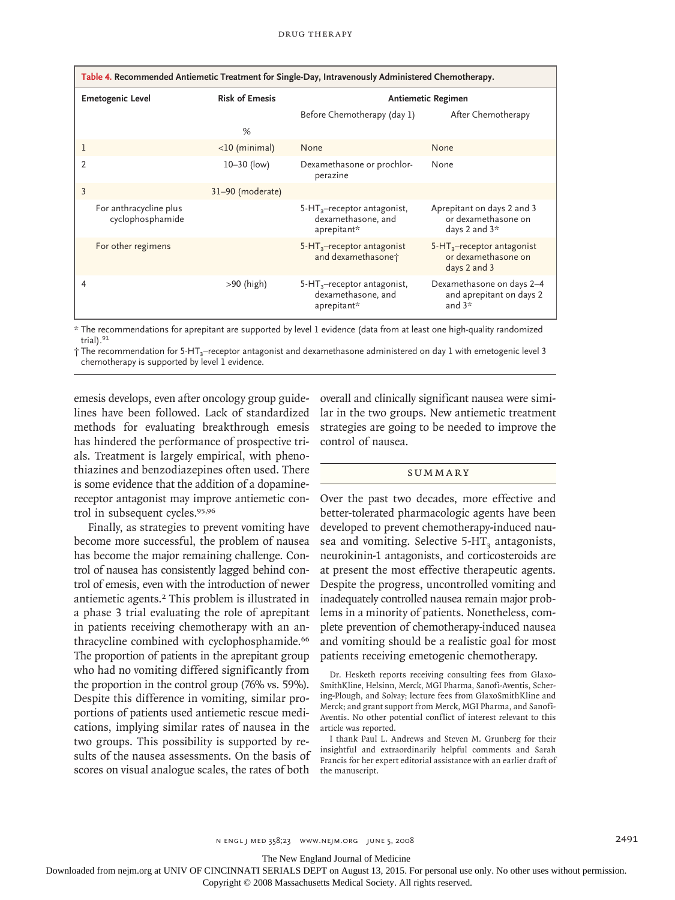**Table 4. Recommended Antiemetic Treatment for Single-Day, Intravenously Administered Chemotherapy.**

| Emetogenic Level | Risk of Emesis | Antiemetic Regimen | |
|---|---|---|---|
| | | Before Chemotherapy (day 1) | After Chemotherapy |
| | % | | |
| 1 | <10 (minimal) | None | None |
| 2 | 10–30 (low) | Dexamethasone or prochlorperazine | None |
| 3 | 31–90 (moderate) | | |
| For anthracycline plus cyclophosphamide | | $5\text{-HT}_3$–receptor antagonist, dexamethasone, and aprepitant* | Aprepitant on days 2 and 3 or dexamethasone on days 2 and 3* |
| For other regimens | | $5\text{-HT}_3$–receptor antagonist and dexamethasone† | $5\text{-HT}_3$–receptor antagonist or dexamethasone on days 2 and 3 |
| 4 | >90 (high) | $5\text{-HT}_3$–receptor antagonist, dexamethasone, and aprepitant* | Dexamethasone on days 2–4 and aprepitant on days 2 and 3* |

\* The recommendations for aprepitant are supported by level 1 evidence (data from at least one high-quality randomized trial).[91]

† The recommendation for $5\text{-HT}_3$–receptor antagonist and dexamethasone administered on day 1 with emetogenic level 3 chemotherapy is supported by level 1 evidence.

emesis develops, even after oncology group guidelines have been followed. Lack of standardized methods for evaluating breakthrough emesis has hindered the performance of prospective trials. Treatment is largely empirical, with phenothiazines and benzodiazepines often used. There is some evidence that the addition of a dopamine-receptor antagonist may improve antiemetic control in subsequent cycles.[95,96]

Finally, as strategies to prevent vomiting have become more successful, the problem of nausea has become the major remaining challenge. Control of nausea has consistently lagged behind control of emesis, even with the introduction of newer antiemetic agents.[2] This problem is illustrated in a phase 3 trial evaluating the role of aprepitant in patients receiving chemotherapy with an anthracycline combined with cyclophosphamide.[66] The proportion of patients in the aprepitant group who had no vomiting differed significantly from the proportion in the control group (76% vs. 59%). Despite this difference in vomiting, similar proportions of patients used antiemetic rescue medications, implying similar rates of nausea in the two groups. This possibility is supported by results of the nausea assessments. On the basis of scores on visual analogue scales, the rates of both overall and clinically significant nausea were similar in the two groups. New antiemetic treatment strategies are going to be needed to improve the control of nausea.

## SUMMARY

Over the past two decades, more effective and better-tolerated pharmacologic agents have been developed to prevent chemotherapy-induced nausea and vomiting. Selective $5\text{-HT}_3$ antagonists, neurokinin-1 antagonists, and corticosteroids are at present the most effective therapeutic agents. Despite the progress, uncontrolled vomiting and inadequately controlled nausea remain major problems in a minority of patients. Nonetheless, complete prevention of chemotherapy-induced nausea and vomiting should be a realistic goal for most patients receiving emetogenic chemotherapy.

Dr. Hesketh reports receiving consulting fees from GlaxoSmithKline, Helsinn, Merck, MGI Pharma, Sanofi-Aventis, Schering-Plough, and Solvay; lecture fees from GlaxoSmithKline and Merck; and grant support from Merck, MGI Pharma, and Sanofi-Aventis. No other potential conflict of interest relevant to this article was reported.

I thank Paul L. Andrews and Steven M. Grunberg for their insightful and extraordinarily helpful comments and Sarah Francis for her expert editorial assistance with an earlier draft of the manuscript.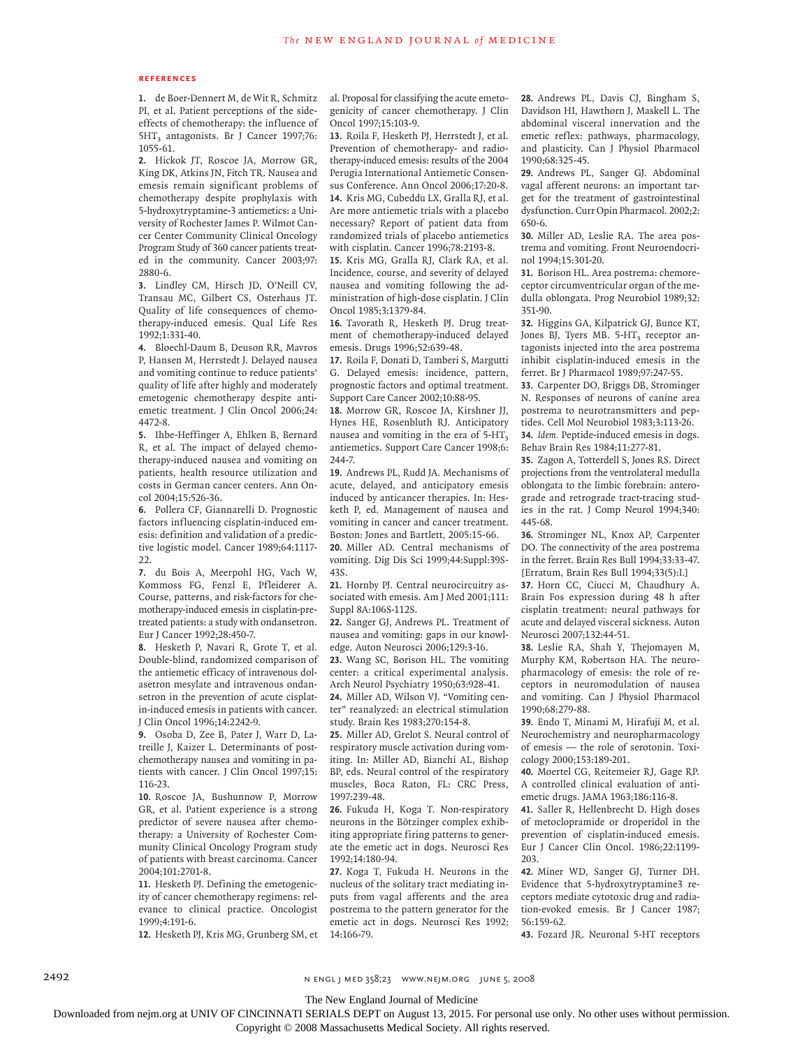## REFERENCES

1. de Boer-Dennert M, de Wit R, Schmitz PI, et al. Patient perceptions of the side-effects of chemotherapy: the influence of $5HT_3$ antagonists. Br J Cancer 1997;76:1055-61.
2. Hickok JT, Roscoe JA, Morrow GR, King DK, Atkins JN, Fitch TR. Nausea and emesis remain significant problems of chemotherapy despite prophylaxis with 5-hydroxytryptamine-3 antiemetics: a University of Rochester James P. Wilmot Cancer Center Community Clinical Oncology Program Study of 360 cancer patients treated in the community. Cancer 2003;97:2880-6.
3. Lindley CM, Hirsch JD, O'Neill CV, Transau MC, Gilbert CS, Osterhaus JT. Quality of life consequences of chemotherapy-induced emesis. Qual Life Res 1992;1:331-40.
4. Bloechl-Daum B, Deuson RR, Mavros P, Hansen M, Herrstedt J. Delayed nausea and vomiting continue to reduce patients' quality of life after highly and moderately emetogenic chemotherapy despite antiemetic treatment. J Clin Oncol 2006;24:4472-8.
5. Ihbe-Heffinger A, Ehlken B, Bernard R, et al. The impact of delayed chemotherapy-induced nausea and vomiting on patients, health resource utilization and costs in German cancer centers. Ann Oncol 2004;15:526-36.
6. Pollera CF, Giannarelli D. Prognostic factors influencing cisplatin-induced emesis: definition and validation of a predictive logistic model. Cancer 1989;64:1117-22.
7. du Bois A, Meerpohl HG, Vach W, Kommoss FG, Fenzl E, Pfleiderer A. Course, patterns, and risk-factors for chemotherapy-induced emesis in cisplatin-pretreated patients: a study with ondansetron. Eur J Cancer 1992;28:450-7.
8. Hesketh P, Navari R, Grote T, et al. Double-blind, randomized comparison of the antiemetic efficacy of intravenous dolasetron mesylate and intravenous ondansetron in the prevention of acute cisplatin-induced emesis in patients with cancer. J Clin Oncol 1996;14:2242-9.
9. Osoba D, Zee B, Pater J, Warr D, Latreille J, Kaizer L. Determinants of postchemotherapy nausea and vomiting in patients with cancer. J Clin Oncol 1997;15:116-23.
10. Roscoe JA, Bushunnow P, Morrow GR, et al. Patient experience is a strong predictor of severe nausea after chemotherapy: a University of Rochester Community Clinical Oncology Program study of patients with breast carcinoma. Cancer 2004;101:2701-8.
11. Hesketh PJ. Defining the emetogenicity of cancer chemotherapy regimens: relevance to clinical practice. Oncologist 1999;4:191-6.
12. Hesketh PJ, Kris MG, Grunberg SM, et al. Proposal for classifying the acute emetogenicity of cancer chemotherapy. J Clin Oncol 1997;15:103-9.
13. Roila F, Hesketh PJ, Herrstedt J, et al. Prevention of chemotherapy- and radiotherapy-induced emesis: results of the 2004 Perugia International Antiemetic Consensus Conference. Ann Oncol 2006;17:20-8.
14. Kris MG, Cubeddu LX, Gralla RJ, et al. Are more antiemetic trials with a placebo necessary? Report of patient data from randomized trials of placebo antiemetics with cisplatin. Cancer 1996;78:2193-8.
15. Kris MG, Gralla RJ, Clark RA, et al. Incidence, course, and severity of delayed nausea and vomiting following the administration of high-dose cisplatin. J Clin Oncol 1985;3:1379-84.
16. Tavorath R, Hesketh PJ. Drug treatment of chemotherapy-induced delayed emesis. Drugs 1996;52:639-48.
17. Roila F, Donati D, Tamberi S, Margutti G. Delayed emesis: incidence, pattern, prognostic factors and optimal treatment. Support Care Cancer 2002;10:88-95.
18. Morrow GR, Roscoe JA, Kirshner JJ, Hynes HE, Rosenbluth RJ. Anticipatory nausea and vomiting in the era of $5\text{-HT}_3$ antiemetics. Support Care Cancer 1998;6:244-7.
19. Andrews PL, Rudd JA. Mechanisms of acute, delayed, and anticipatory emesis induced by anticancer therapies. In: Hesketh P, ed. Management of nausea and vomiting in cancer and cancer treatment. Boston: Jones and Bartlett, 2005:15-66.
20. Miller AD. Central mechanisms of vomiting. Dig Dis Sci 1999;44:Suppl:39S-43S.
21. Hornby PJ. Central neurocircuitry associated with emesis. Am J Med 2001;111:Suppl 8A:106S-112S.
22. Sanger GJ, Andrews PL. Treatment of nausea and vomiting: gaps in our knowledge. Auton Neurosci 2006;129:3-16.
23. Wang SC, Borison HL. The vomiting center: a critical experimental analysis. Arch Neurol Psychiatry 1950;63:928-41.
24. Miller AD, Wilson VJ. "Vomiting center" reanalyzed: an electrical stimulation study. Brain Res 1983;270:154-8.
25. Miller AD, Grelot S. Neural control of respiratory muscle activation during vomiting. In: Miller AD, Bianchi AL, Bishop BP, eds. Neural control of the respiratory muscles. Boca Raton, FL: CRC Press, 1997:239-48.
26. Fukuda H, Koga T. Non-respiratory neurons in the Bötzinger complex exhibiting appropriate firing patterns to generate the emetic act in dogs. Neurosci Res 1992;14:180-94.
27. Koga T, Fukuda H. Neurons in the nucleus of the solitary tract mediating inputs from vagal afferents and the area postrema to the pattern generator for the emetic act in dogs. Neurosci Res 1992;14:166-79.
28. Andrews PL, Davis CJ, Bingham S, Davidson HI, Hawthorn J, Maskell L. The abdominal visceral innervation and the emetic reflex: pathways, pharmacology, and plasticity. Can J Physiol Pharmacol 1990;68:325-45.
29. Andrews PL, Sanger GJ. Abdominal vagal afferent neurons: an important target for the treatment of gastrointestinal dysfunction. Curr Opin Pharmacol. 2002;2:650-6.
30. Miller AD, Leslie RA. The area postrema and vomiting. Front Neuroendocrinol 1994;15:301-20.
31. Borison HL. Area postrema: chemoreceptor circumventricular organ of the medulla oblongata. Prog Neurobiol 1989;32:351-90.
32. Higgins GA, Kilpatrick GJ, Bunce KT, Jones BJ, Tyers MB. $5\text{-HT}_3$ receptor antagonists injected into the area postrema inhibit cisplatin-induced emesis in the ferret. Br J Pharmacol 1989;97:247-55.
33. Carpenter DO, Briggs DB, Strominger N. Responses of neurons of canine area postrema to neurotransmitters and peptides. Cell Mol Neurobiol 1983;3:113-26.
34. *Idem.* Peptide-induced emesis in dogs. Behav Brain Res 1984;11:277-81.
35. Zagon A, Totterdell S, Jones RS. Direct projections from the ventrolateral medulla oblongata to the limbic forebrain: anterograde and retrograde tract-tracing studies in the rat. J Comp Neurol 1994;340:445-68.
36. Strominger NL, Knox AP, Carpenter DO. The connectivity of the area postrema in the ferret. Brain Res Bull 1994;33:33-47. [Erratum, Brain Res Bull 1994;33(5):I.]
37. Horn CC, Ciucci M, Chaudhury A. Brain Fos expression during 48 h after cisplatin treatment: neural pathways for acute and delayed visceral sickness. Auton Neurosci 2007;132:44-51.
38. Leslie RA, Shah Y, Thejomayen M, Murphy KM, Robertson HA. The neuropharmacology of emesis: the role of receptors in neuromodulation of nausea and vomiting. Can J Physiol Pharmacol 1990;68:279-88.
39. Endo T, Minami M, Hirafuji M, et al. Neurochemistry and neuropharmacology of emesis — the role of serotonin. Toxicology 2000;153:189-201.
40. Moertel CG, Reitemeier RJ, Gage RP. A controlled clinical evaluation of antiemetic drugs. JAMA 1963;186:116-8.
41. Saller R, Hellenbrecht D. High doses of metoclopramide or droperidol in the prevention of cisplatin-induced emesis. Eur J Cancer Clin Oncol. 1986;22:1199-203.
42. Miner WD, Sanger GJ, Turner DH. Evidence that 5-hydroxytryptamine3 receptors mediate cytotoxic drug and radiation-evoked emesis. Br J Cancer 1987;56:159-62.
43. Fozard JR. Neuronal 5-HT receptors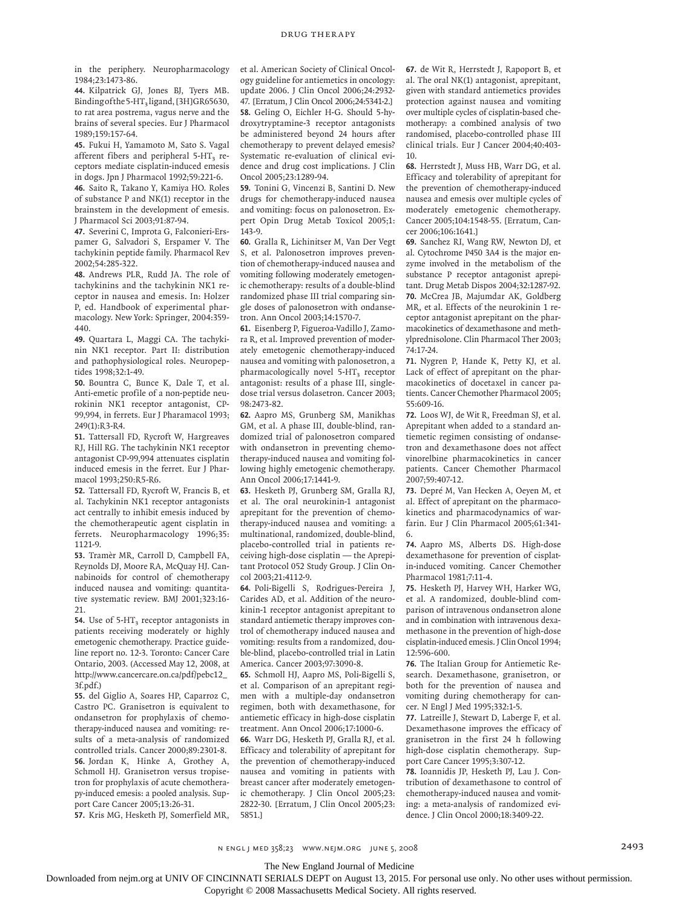in the periphery. Neuropharmacology 1984;23:1473-86.

**44.** Kilpatrick GJ, Jones BJ, Tyers MB. Binding of the 5-$HT_3$ ligand, [3H]GR65630, to rat area postrema, vagus nerve and the brains of several species. Eur J Pharmacol 1989;159:157-64.

**45.** Fukui H, Yamamoto M, Sato S. Vagal afferent fibers and peripheral 5-$HT_3$ receptors mediate cisplatin-induced emesis in dogs. Jpn J Pharmacol 1992;59:221-6.

**46.** Saito R, Takano Y, Kamiya HO. Roles of substance P and NK(1) receptor in the brainstem in the development of emesis. J Pharmacol Sci 2003;91:87-94.

**47.** Severini C, Improta G, Falconieri-Erspamer G, Salvadori S, Erspamer V. The tachykinin peptide family. Pharmacol Rev 2002;54:285-322.

**48.** Andrews PLR, Rudd JA. The role of tachykinins and the tachykinin NK1 receptor in nausea and emesis. In: Holzer P, ed. Handbook of experimental pharmacology. New York: Springer, 2004:359-440.

**49.** Quartara L, Maggi CA. The tachykinin NK1 receptor. Part II: distribution and pathophysiological roles. Neuropeptides 1998;32:1-49.

**50.** Bountra C, Bunce K, Dale T, et al. Anti-emetic profile of a non-peptide neurokinin NK1 receptor antagonist, CP-99,994, in ferrets. Eur J Pharamacol 1993; 249(1):R3-R4.

**51.** Tattersall FD, Rycroft W, Hargreaves RJ, Hill RG. The tachykinin NK1 receptor antagonist CP-99,994 attenuates cisplatin induced emesis in the ferret. Eur J Pharmacol 1993;250:R5-R6.

**52.** Tattersall FD, Rycroft W, Francis B, et al. Tachykinin NK1 receptor antagonists act centrally to inhibit emesis induced by the chemotherapeutic agent cisplatin in ferrets. Neuropharmacology 1996;35: 1121-9.

**53.** Tramèr MR, Carroll D, Campbell FA, Reynolds DJ, Moore RA, McQuay HJ. Cannabinoids for control of chemotherapy induced nausea and vomiting: quantitative systematic review. BMJ 2001;323:16-21.

**54.** Use of 5-$HT_3$ receptor antagonists in patients receiving moderately or highly emetogenic chemotherapy. Practice guideline report no. 12-3. Toronto: Cancer Care Ontario, 2003. (Accessed May 12, 2008, at http://www.cancercare.on.ca/pdf/pebc12_3f.pdf.)

**55.** del Giglio A, Soares HP, Caparroz C, Castro PC. Granisetron is equivalent to ondansetron for prophylaxis of chemotherapy-induced nausea and vomiting: results of a meta-analysis of randomized controlled trials. Cancer 2000;89:2301-8.

**56.** Jordan K, Hinke A, Grothey A, Schmoll HJ. Granisetron versus tropisetron for prophylaxis of acute chemotherapy-induced emesis: a pooled analysis. Support Care Cancer 2005;13:26-31.

**57.** Kris MG, Hesketh PJ, Somerfield MR, et al. American Society of Clinical Oncology guideline for antiemetics in oncology: update 2006. J Clin Oncol 2006;24:2932-47. [Erratum, J Clin Oncol 2006;24:5341-2.]

**58.** Geling O, Eichler H-G. Should 5-hydroxytryptamine-3 receptor antagonists be administered beyond 24 hours after chemotherapy to prevent delayed emesis? Systematic re-evaluation of clinical evidence and drug cost implications. J Clin Oncol 2005;23:1289-94.

**59.** Tonini G, Vincenzi B, Santini D. New drugs for chemotherapy-induced nausea and vomiting: focus on palonosetron. Expert Opin Drug Metab Toxicol 2005;1: 143-9.

**60.** Gralla R, Lichinitser M, Van Der Vegt S, et al. Palonosetron improves prevention of chemotherapy-induced nausea and vomiting following moderately emetogenic chemotherapy: results of a double-blind randomized phase III trial comparing single doses of palonosetron with ondansetron. Ann Oncol 2003;14:1570-7.

**61.** Eisenberg P, Figueroa-Vadillo J, Zamora R, et al. Improved prevention of moderately emetogenic chemotherapy-induced nausea and vomiting with palonosetron, a pharmacologically novel 5-$HT_3$ receptor antagonist: results of a phase III, single-dose trial versus dolasetron. Cancer 2003; 98:2473-82.

**62.** Aapro MS, Grunberg SM, Manikhas GM, et al. A phase III, double-blind, randomized trial of palonosetron compared with ondansetron in preventing chemotherapy-induced nausea and vomiting following highly emetogenic chemotherapy. Ann Oncol 2006;17:1441-9.

**63.** Hesketh PJ, Grunberg SM, Gralla RJ, et al. The oral neurokinin-1 antagonist aprepitant for the prevention of chemotherapy-induced nausea and vomiting: a multinational, randomized, double-blind, placebo-controlled trial in patients receiving high-dose cisplatin — the Aprepitant Protocol 052 Study Group. J Clin Oncol 2003;21:4112-9.

**64.** Poli-Bigelli S, Rodrigues-Pereira J, Carides AD, et al. Addition of the neurokinin-1 receptor antagonist aprepitant to standard antiemetic therapy improves control of chemotherapy induced nausea and vomiting: results from a randomized, double-blind, placebo-controlled trial in Latin America. Cancer 2003;97:3090-8.

**65.** Schmoll HJ, Aapro MS, Poli-Bigelli S, et al. Comparison of an aprepitant regimen with a multiple-day ondansetron regimen, both with dexamethasone, for antiemetic efficacy in high-dose cisplatin treatment. Ann Oncol 2006;17:1000-6.

**66.** Warr DG, Hesketh PJ, Gralla RJ, et al. Efficacy and tolerability of aprepitant for the prevention of chemotherapy-induced nausea and vomiting in patients with breast cancer after moderately emetogenic chemotherapy. J Clin Oncol 2005;23: 2822-30. [Erratum, J Clin Oncol 2005;23: 5851.]

**67.** de Wit R, Herrstedt J, Rapoport B, et al. The oral NK(1) antagonist, aprepitant, given with standard antiemetics provides protection against nausea and vomiting over multiple cycles of cisplatin-based chemotherapy: a combined analysis of two randomised, placebo-controlled phase III clinical trials. Eur J Cancer 2004;40:403-10.

**68.** Herrstedt J, Muss HB, Warr DG, et al. Efficacy and tolerability of aprepitant for the prevention of chemotherapy-induced nausea and emesis over multiple cycles of moderately emetogenic chemotherapy. Cancer 2005;104:1548-55. [Erratum, Cancer 2006;106:1641.]

**69.** Sanchez RI, Wang RW, Newton DJ, et al. Cytochrome P450 3A4 is the major enzyme involved in the metabolism of the substance P receptor antagonist aprepitant. Drug Metab Dispos 2004;32:1287-92.

**70.** McCrea JB, Majumdar AK, Goldberg MR, et al. Effects of the neurokinin 1 receptor antagonist aprepitant on the pharmacokinetics of dexamethasone and methylprednisolone. Clin Pharmacol Ther 2003; 74:17-24.

**71.** Nygren P, Hande K, Petty KJ, et al. Lack of effect of aprepitant on the pharmacokinetics of docetaxel in cancer patients. Cancer Chemother Pharmacol 2005; 55:609-16.

**72.** Loos WJ, de Wit R, Freedman SJ, et al. Aprepitant when added to a standard antiemetic regimen consisting of ondansetron and dexamethasone does not affect vinorelbine pharmacokinetics in cancer patients. Cancer Chemother Pharmacol 2007;59:407-12.

**73.** Depré M, Van Hecken A, Oeyen M, et al. Effect of aprepitant on the pharmacokinetics and pharmacodynamics of warfarin. Eur J Clin Pharmacol 2005;61:341-6.

**74.** Aapro MS, Alberts DS. High-dose dexamethasone for prevention of cisplatin-induced vomiting. Cancer Chemother Pharmacol 1981;7:11-4.

**75.** Hesketh PJ, Harvey WH, Harker WG, et al. A randomized, double-blind comparison of intravenous ondansetron alone and in combination with intravenous dexamethasone in the prevention of high-dose cisplatin-induced emesis. J Clin Oncol 1994; 12:596-600.

**76.** The Italian Group for Antiemetic Research. Dexamethasone, granisetron, or both for the prevention of nausea and vomiting during chemotherapy for cancer. N Engl J Med 1995;332:1-5.

**77.** Latreille J, Stewart D, Laberge F, et al. Dexamethasone improves the efficacy of granisetron in the first 24 h following high-dose cisplatin chemotherapy. Support Care Cancer 1995;3:307-12.

**78.** Ioannidis JP, Hesketh PJ, Lau J. Contribution of dexamethasone to control of chemotherapy-induced nausea and vomiting: a meta-analysis of randomized evidence. J Clin Oncol 2000;18:3409-22.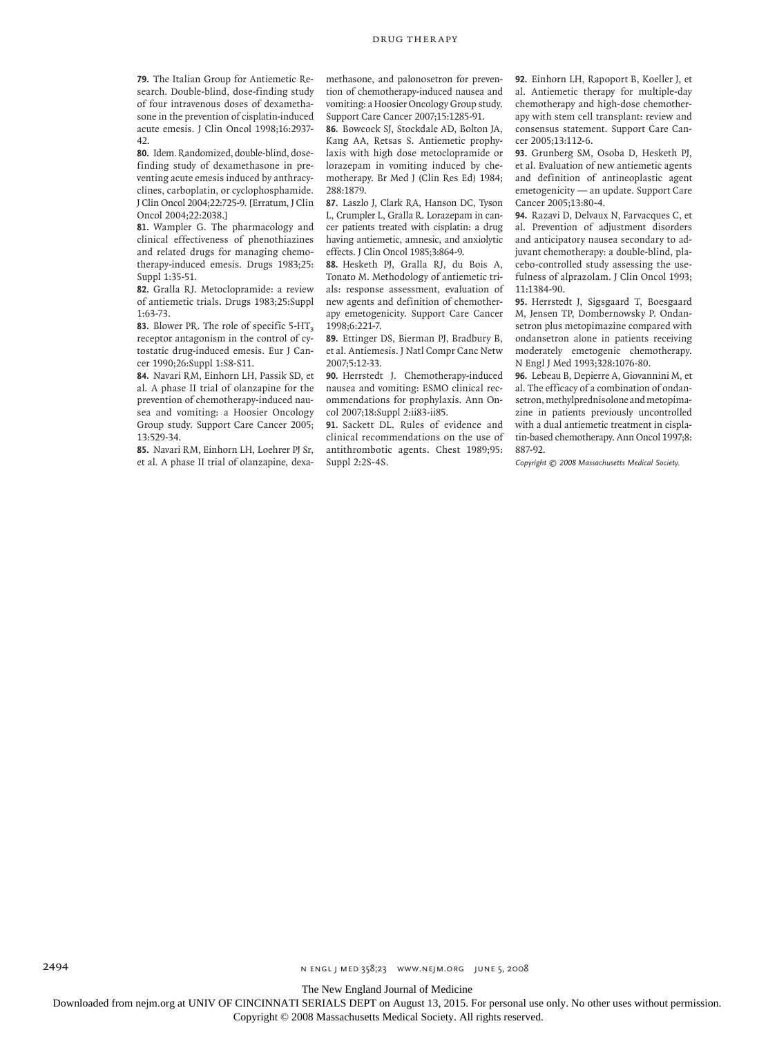**79.** The Italian Group for Antiemetic Research. Double-blind, dose-finding study of four intravenous doses of dexamethasone in the prevention of cisplatin-induced acute emesis. J Clin Oncol 1998;16:2937-42.

**80.** Idem. Randomized, double-blind, dose-finding study of dexamethasone in preventing acute emesis induced by anthracyclines, carboplatin, or cyclophosphamide. J Clin Oncol 2004;22:725-9. [Erratum, J Clin Oncol 2004;22:2038.]

**81.** Wampler G. The pharmacology and clinical effectiveness of phenothiazines and related drugs for managing chemotherapy-induced emesis. Drugs 1983;25: Suppl 1:35-51.

**82.** Gralla RJ. Metoclopramide: a review of antiemetic trials. Drugs 1983;25:Suppl 1:63-73.

**83.** Blower PR. The role of specific 5-$HT_3$ receptor antagonism in the control of cytostatic drug-induced emesis. Eur J Cancer 1990;26:Suppl 1:S8-S11.

**84.** Navari RM, Einhorn LH, Passik SD, et al. A phase II trial of olanzapine for the prevention of chemotherapy-induced nausea and vomiting: a Hoosier Oncology Group study. Support Care Cancer 2005; 13:529-34.

**85.** Navari RM, Einhorn LH, Loehrer PJ Sr, et al. A phase II trial of olanzapine, dexamethasone, and palonosetron for prevention of chemotherapy-induced nausea and vomiting: a Hoosier Oncology Group study. Support Care Cancer 2007;15:1285-91.

**86.** Bowcock SJ, Stockdale AD, Bolton JA, Kang AA, Retsas S. Antiemetic prophylaxis with high dose metoclopramide or lorazepam in vomiting induced by chemotherapy. Br Med J (Clin Res Ed) 1984; 288:1879.

**87.** Laszlo J, Clark RA, Hanson DC, Tyson L, Crumpler L, Gralla R. Lorazepam in cancer patients treated with cisplatin: a drug having antiemetic, amnesic, and anxiolytic effects. J Clin Oncol 1985;3:864-9.

**88.** Hesketh PJ, Gralla RJ, du Bois A, Tonato M. Methodology of antiemetic trials: response assessment, evaluation of new agents and definition of chemotherapy emetogenicity. Support Care Cancer 1998;6:221-7.

**89.** Ettinger DS, Bierman PJ, Bradbury B, et al. Antiemesis. J Natl Compr Canc Netw 2007;5:12-33.

**90.** Herrstedt J. Chemotherapy-induced nausea and vomiting: ESMO clinical recommendations for prophylaxis. Ann Oncol 2007;18:Suppl 2:ii83-ii85.

**91.** Sackett DL. Rules of evidence and clinical recommendations on the use of antithrombotic agents. Chest 1989;95: Suppl 2:2S-4S.

**92.** Einhorn LH, Rapoport B, Koeller J, et al. Antiemetic therapy for multiple-day chemotherapy and high-dose chemotherapy with stem cell transplant: review and consensus statement. Support Care Cancer 2005;13:112-6.

**93.** Grunberg SM, Osoba D, Hesketh PJ, et al. Evaluation of new antiemetic agents and definition of antineoplastic agent emetogenicity — an update. Support Care Cancer 2005;13:80-4.

**94.** Razavi D, Delvaux N, Farvacques C, et al. Prevention of adjustment disorders and anticipatory nausea secondary to adjuvant chemotherapy: a double-blind, placebo-controlled study assessing the usefulness of alprazolam. J Clin Oncol 1993; 11:1384-90.

**95.** Herrstedt J, Sigsgaard T, Boesgaard M, Jensen TP, Dombernowsky P. Ondansetron plus metopimazine compared with ondansetron alone in patients receiving moderately emetogenic chemotherapy. N Engl J Med 1993;328:1076-80.

**96.** Lebeau B, Depierre A, Giovannini M, et al. The efficacy of a combination of ondansetron, methylprednisolone and metopimazine in patients previously uncontrolled with a dual antiemetic treatment in cisplatin-based chemotherapy. Ann Oncol 1997;8: 887-92.

*Copyright © 2008 Massachusetts Medical Society.*